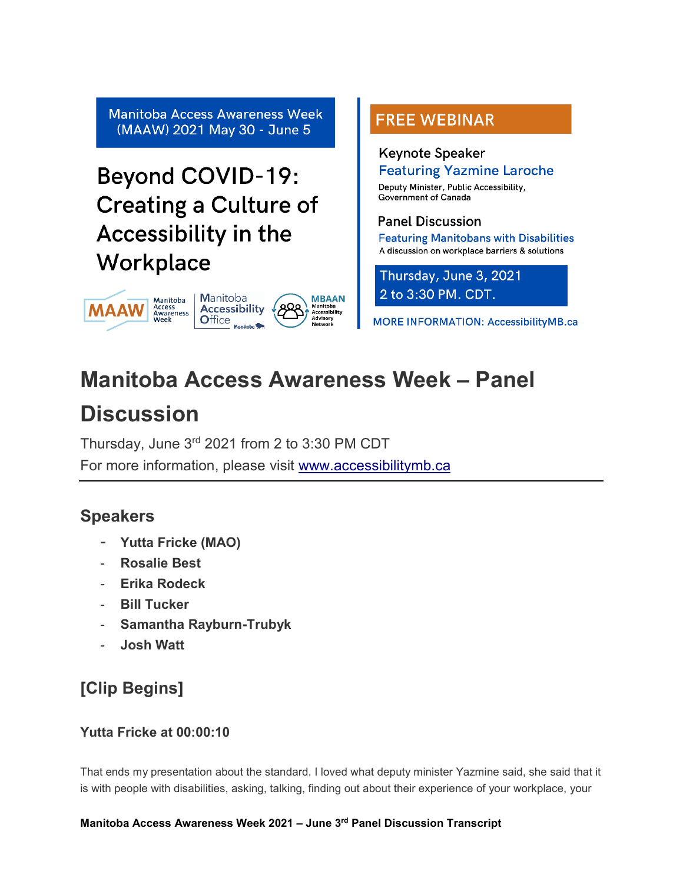Manitoba Access Awareness Week (MAAW) 2021 May 30 - June 5

Beyond COVID-19: Creating a Culture of Accessibility in the Workplace

MAAW Manitoba Access Awareness Week | Manitoba Accessibility Office | MBAAN Manitoba Accessibility Advisory Network

FREE WEBINAR

Keynote Speaker
Featuring Yazmine Laroche
Deputy Minister, Public Accessibility, Government of Canada

Panel Discussion
Featuring Manitobans with Disabilities
A discussion on workplace barriers & solutions

Thursday, June 3, 2021
2 to 3:30 PM. CDT.

MORE INFORMATION: AccessibilityMB.ca

# Manitoba Access Awareness Week – Panel Discussion

Thursday, June 3rd 2021 from 2 to 3:30 PM CDT
For more information, please visit [www.accessibilitymb.ca](http://www.accessibilitymb.ca)

---

## Speakers

- **Yutta Fricke (MAO)**
- **Rosalie Best**
- **Erika Rodeck**
- **Bill Tucker**
- **Samantha Rayburn-Trubyk**
- **Josh Watt**

## [Clip Begins]

### Yutta Fricke at 00:00:10

That ends my presentation about the standard. I loved what deputy minister Yazmine said, she said that it is with people with disabilities, asking, talking, finding out about their experience of your workplace, your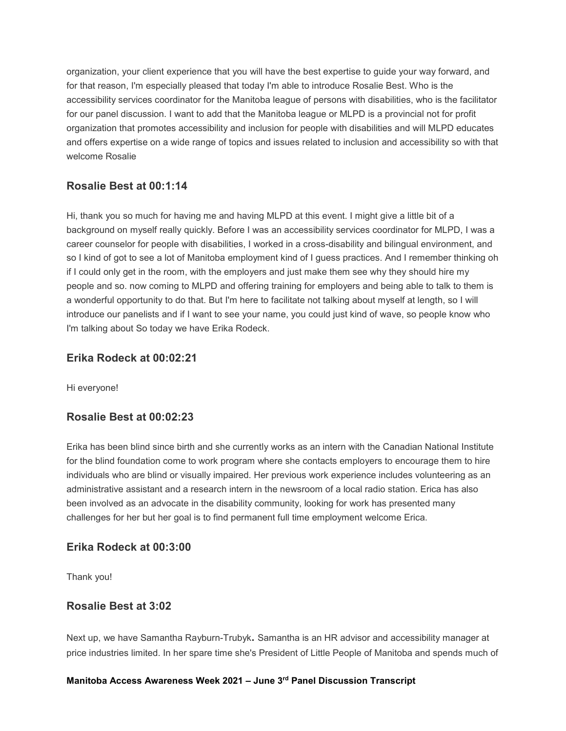organization, your client experience that you will have the best expertise to guide your way forward, and for that reason, I'm especially pleased that today I'm able to introduce Rosalie Best. Who is the accessibility services coordinator for the Manitoba league of persons with disabilities, who is the facilitator for our panel discussion. I want to add that the Manitoba league or MLPD is a provincial not for profit organization that promotes accessibility and inclusion for people with disabilities and will MLPD educates and offers expertise on a wide range of topics and issues related to inclusion and accessibility so with that welcome Rosalie

### Rosalie Best at 00:1:14

Hi, thank you so much for having me and having MLPD at this event. I might give a little bit of a background on myself really quickly. Before I was an accessibility services coordinator for MLPD, I was a career counselor for people with disabilities, I worked in a cross-disability and bilingual environment, and so I kind of got to see a lot of Manitoba employment kind of I guess practices. And I remember thinking oh if I could only get in the room, with the employers and just make them see why they should hire my people and so. now coming to MLPD and offering training for employers and being able to talk to them is a wonderful opportunity to do that. But I'm here to facilitate not talking about myself at length, so I will introduce our panelists and if I want to see your name, you could just kind of wave, so people know who I'm talking about So today we have Erika Rodeck.

### Erika Rodeck at 00:02:21

Hi everyone!

### Rosalie Best at 00:02:23

Erika has been blind since birth and she currently works as an intern with the Canadian National Institute for the blind foundation come to work program where she contacts employers to encourage them to hire individuals who are blind or visually impaired. Her previous work experience includes volunteering as an administrative assistant and a research intern in the newsroom of a local radio station. Erica has also been involved as an advocate in the disability community, looking for work has presented many challenges for her but her goal is to find permanent full time employment welcome Erica.

### Erika Rodeck at 00:3:00

Thank you!

### Rosalie Best at 3:02

Next up, we have Samantha Rayburn-Trubyk**.** Samantha is an HR advisor and accessibility manager at price industries limited. In her spare time she's President of Little People of Manitoba and spends much of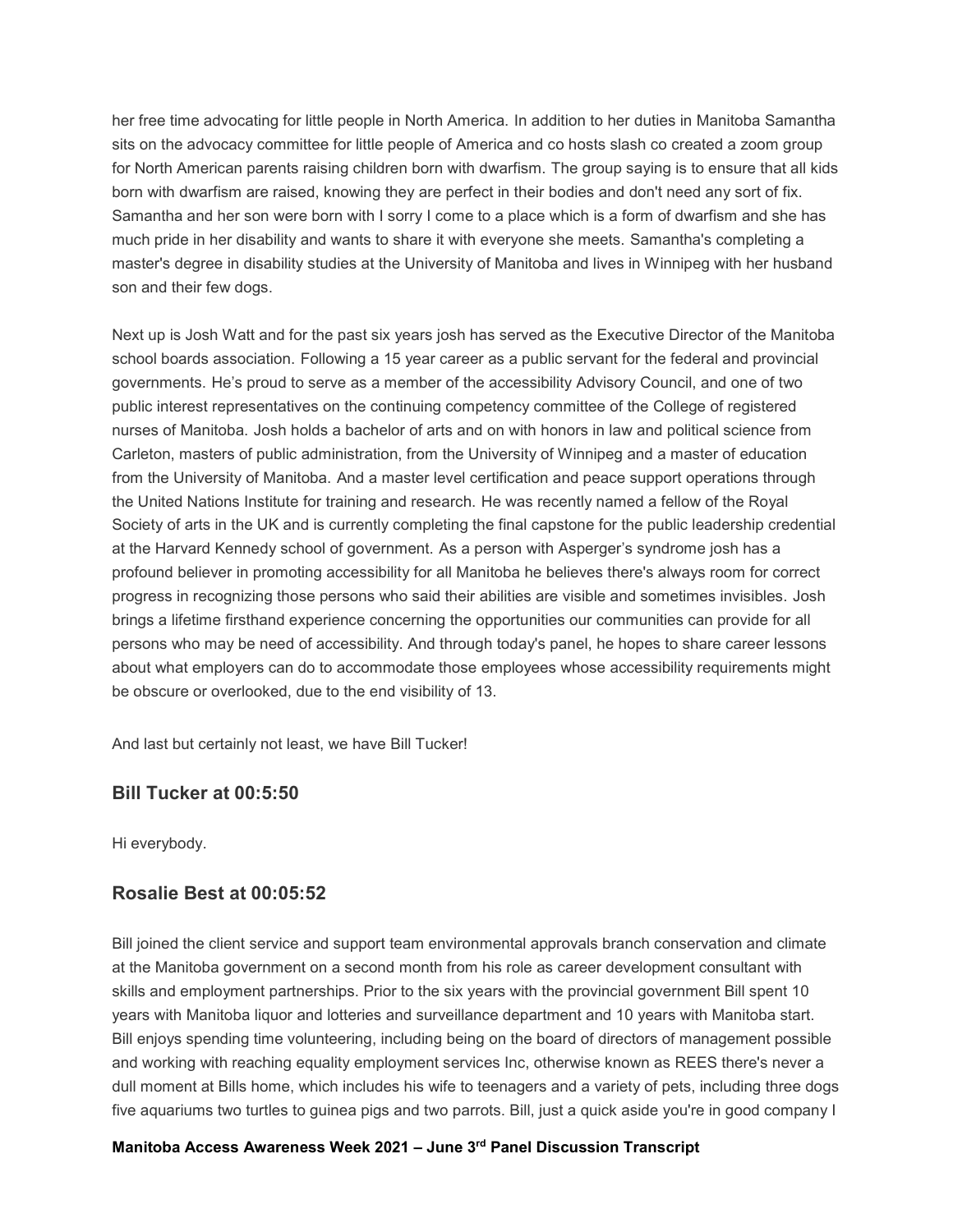her free time advocating for little people in North America. In addition to her duties in Manitoba Samantha sits on the advocacy committee for little people of America and co hosts slash co created a zoom group for North American parents raising children born with dwarfism. The group saying is to ensure that all kids born with dwarfism are raised, knowing they are perfect in their bodies and don't need any sort of fix. Samantha and her son were born with I sorry I come to a place which is a form of dwarfism and she has much pride in her disability and wants to share it with everyone she meets. Samantha's completing a master's degree in disability studies at the University of Manitoba and lives in Winnipeg with her husband son and their few dogs.

Next up is Josh Watt and for the past six years josh has served as the Executive Director of the Manitoba school boards association. Following a 15 year career as a public servant for the federal and provincial governments. He's proud to serve as a member of the accessibility Advisory Council, and one of two public interest representatives on the continuing competency committee of the College of registered nurses of Manitoba. Josh holds a bachelor of arts and on with honors in law and political science from Carleton, masters of public administration, from the University of Winnipeg and a master of education from the University of Manitoba. And a master level certification and peace support operations through the United Nations Institute for training and research. He was recently named a fellow of the Royal Society of arts in the UK and is currently completing the final capstone for the public leadership credential at the Harvard Kennedy school of government. As a person with Asperger's syndrome josh has a profound believer in promoting accessibility for all Manitoba he believes there's always room for correct progress in recognizing those persons who said their abilities are visible and sometimes invisibles. Josh brings a lifetime firsthand experience concerning the opportunities our communities can provide for all persons who may be need of accessibility. And through today's panel, he hopes to share career lessons about what employers can do to accommodate those employees whose accessibility requirements might be obscure or overlooked, due to the end visibility of 13.

And last but certainly not least, we have Bill Tucker!

### Bill Tucker at 00:5:50

Hi everybody.

### Rosalie Best at 00:05:52

Bill joined the client service and support team environmental approvals branch conservation and climate at the Manitoba government on a second month from his role as career development consultant with skills and employment partnerships. Prior to the six years with the provincial government Bill spent 10 years with Manitoba liquor and lotteries and surveillance department and 10 years with Manitoba start. Bill enjoys spending time volunteering, including being on the board of directors of management possible and working with reaching equality employment services Inc, otherwise known as REES there's never a dull moment at Bills home, which includes his wife to teenagers and a variety of pets, including three dogs five aquariums two turtles to guinea pigs and two parrots. Bill, just a quick aside you're in good company I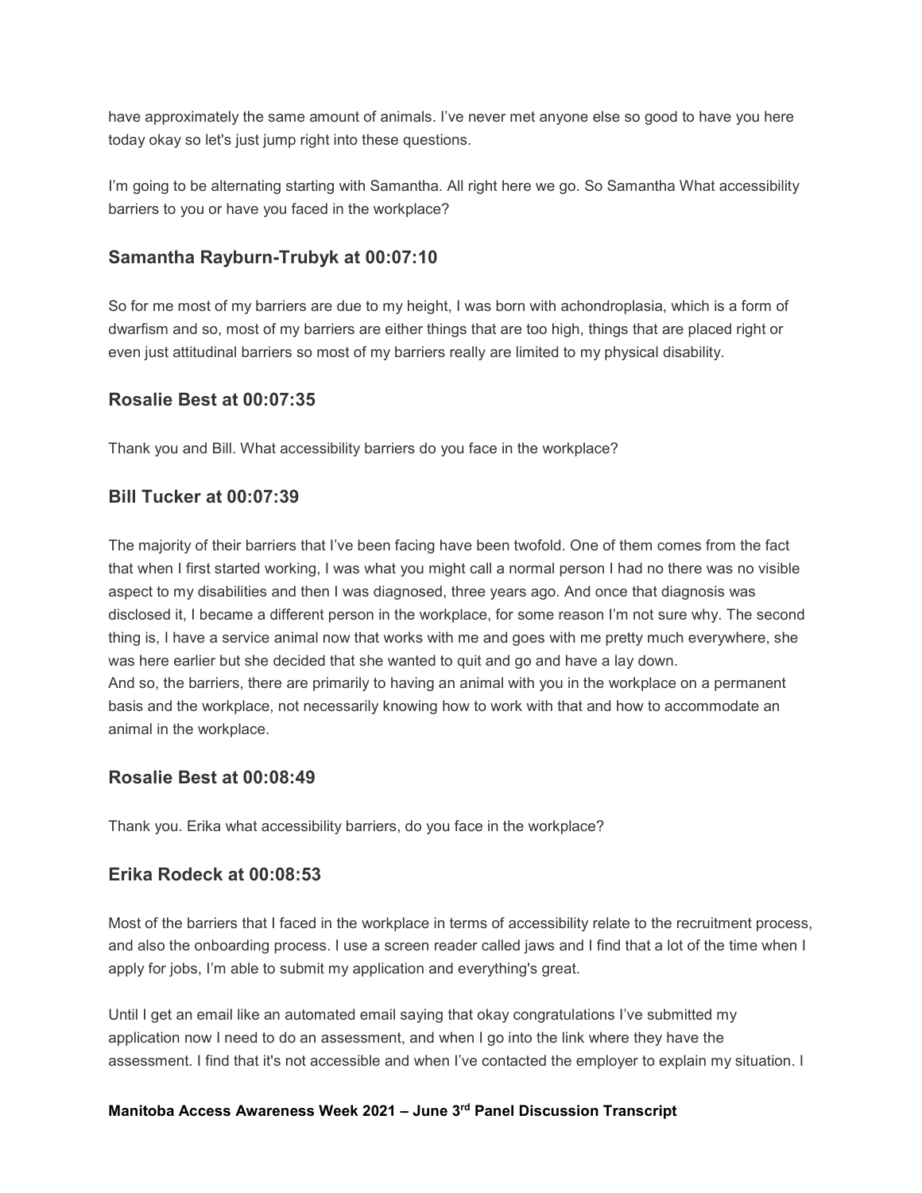have approximately the same amount of animals. I've never met anyone else so good to have you here today okay so let's just jump right into these questions.

I'm going to be alternating starting with Samantha. All right here we go. So Samantha What accessibility barriers to you or have you faced in the workplace?

### Samantha Rayburn-Trubyk at 00:07:10

So for me most of my barriers are due to my height, I was born with achondroplasia, which is a form of dwarfism and so, most of my barriers are either things that are too high, things that are placed right or even just attitudinal barriers so most of my barriers really are limited to my physical disability.

### Rosalie Best at 00:07:35

Thank you and Bill. What accessibility barriers do you face in the workplace?

### Bill Tucker at 00:07:39

The majority of their barriers that I've been facing have been twofold. One of them comes from the fact that when I first started working, I was what you might call a normal person I had no there was no visible aspect to my disabilities and then I was diagnosed, three years ago. And once that diagnosis was disclosed it, I became a different person in the workplace, for some reason I'm not sure why. The second thing is, I have a service animal now that works with me and goes with me pretty much everywhere, she was here earlier but she decided that she wanted to quit and go and have a lay down.
And so, the barriers, there are primarily to having an animal with you in the workplace on a permanent basis and the workplace, not necessarily knowing how to work with that and how to accommodate an animal in the workplace.

### Rosalie Best at 00:08:49

Thank you. Erika what accessibility barriers, do you face in the workplace?

### Erika Rodeck at 00:08:53

Most of the barriers that I faced in the workplace in terms of accessibility relate to the recruitment process, and also the onboarding process. I use a screen reader called jaws and I find that a lot of the time when I apply for jobs, I'm able to submit my application and everything's great.

Until I get an email like an automated email saying that okay congratulations I've submitted my application now I need to do an assessment, and when I go into the link where they have the assessment. I find that it's not accessible and when I've contacted the employer to explain my situation. I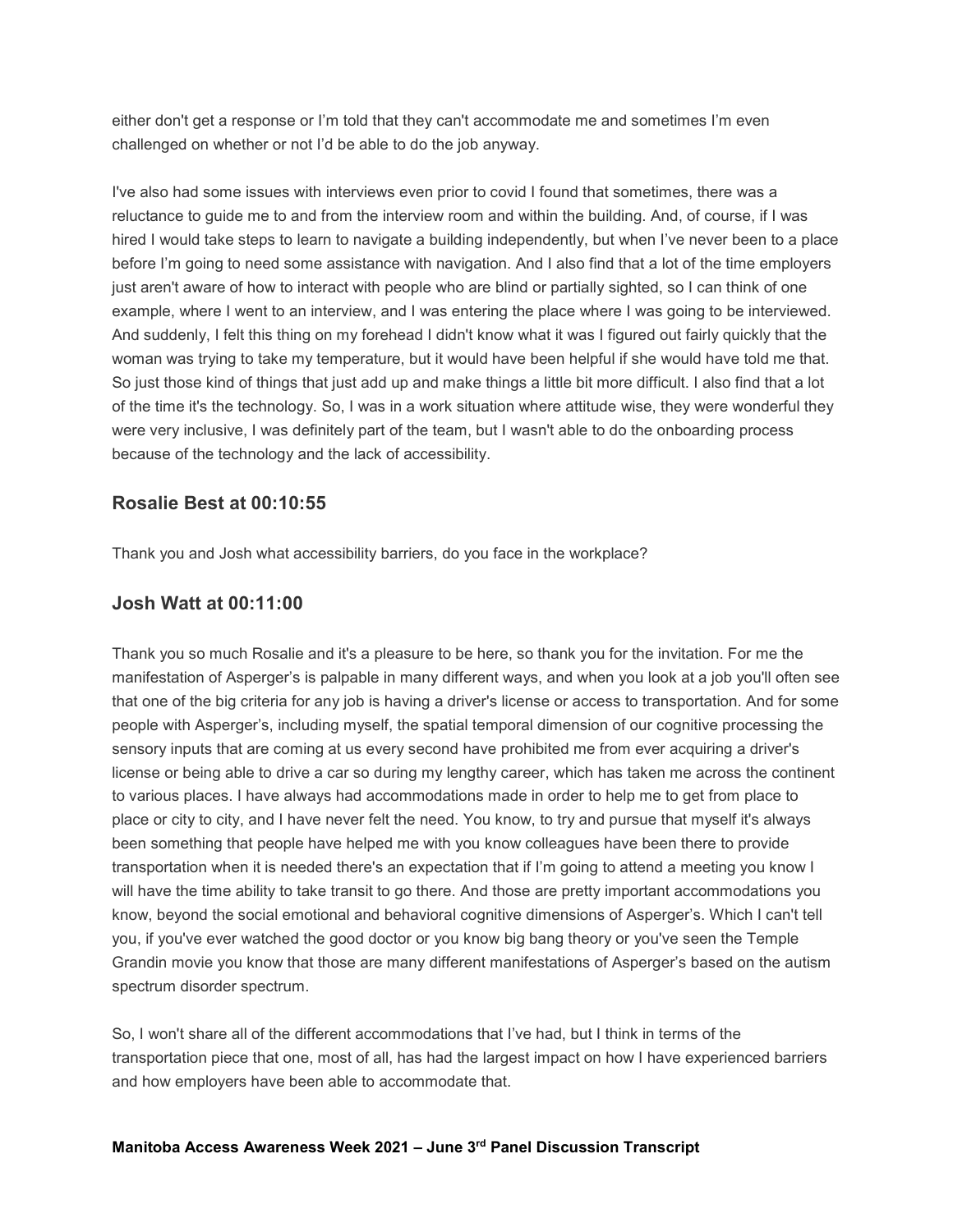either don't get a response or I'm told that they can't accommodate me and sometimes I'm even challenged on whether or not I'd be able to do the job anyway.

I've also had some issues with interviews even prior to covid I found that sometimes, there was a reluctance to guide me to and from the interview room and within the building. And, of course, if I was hired I would take steps to learn to navigate a building independently, but when I've never been to a place before I'm going to need some assistance with navigation. And I also find that a lot of the time employers just aren't aware of how to interact with people who are blind or partially sighted, so I can think of one example, where I went to an interview, and I was entering the place where I was going to be interviewed. And suddenly, I felt this thing on my forehead I didn't know what it was I figured out fairly quickly that the woman was trying to take my temperature, but it would have been helpful if she would have told me that. So just those kind of things that just add up and make things a little bit more difficult. I also find that a lot of the time it's the technology. So, I was in a work situation where attitude wise, they were wonderful they were very inclusive, I was definitely part of the team, but I wasn't able to do the onboarding process because of the technology and the lack of accessibility.

## Rosalie Best at 00:10:55

Thank you and Josh what accessibility barriers, do you face in the workplace?

## Josh Watt at 00:11:00

Thank you so much Rosalie and it's a pleasure to be here, so thank you for the invitation. For me the manifestation of Asperger's is palpable in many different ways, and when you look at a job you'll often see that one of the big criteria for any job is having a driver's license or access to transportation. And for some people with Asperger's, including myself, the spatial temporal dimension of our cognitive processing the sensory inputs that are coming at us every second have prohibited me from ever acquiring a driver's license or being able to drive a car so during my lengthy career, which has taken me across the continent to various places. I have always had accommodations made in order to help me to get from place to place or city to city, and I have never felt the need. You know, to try and pursue that myself it's always been something that people have helped me with you know colleagues have been there to provide transportation when it is needed there's an expectation that if I'm going to attend a meeting you know I will have the time ability to take transit to go there. And those are pretty important accommodations you know, beyond the social emotional and behavioral cognitive dimensions of Asperger's. Which I can't tell you, if you've ever watched the good doctor or you know big bang theory or you've seen the Temple Grandin movie you know that those are many different manifestations of Asperger's based on the autism spectrum disorder spectrum.

So, I won't share all of the different accommodations that I've had, but I think in terms of the transportation piece that one, most of all, has had the largest impact on how I have experienced barriers and how employers have been able to accommodate that.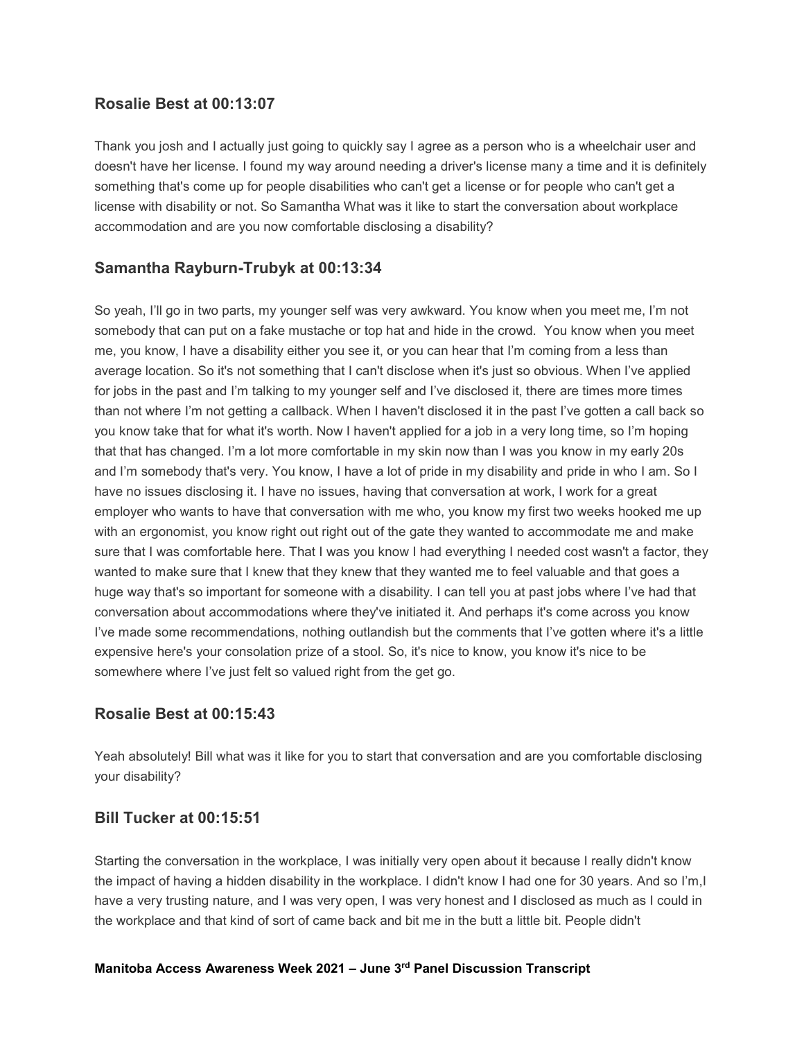### Rosalie Best at 00:13:07

Thank you josh and I actually just going to quickly say I agree as a person who is a wheelchair user and doesn't have her license. I found my way around needing a driver's license many a time and it is definitely something that's come up for people disabilities who can't get a license or for people who can't get a license with disability or not. So Samantha What was it like to start the conversation about workplace accommodation and are you now comfortable disclosing a disability?

### Samantha Rayburn-Trubyk at 00:13:34

So yeah, I'll go in two parts, my younger self was very awkward. You know when you meet me, I'm not somebody that can put on a fake mustache or top hat and hide in the crowd. You know when you meet me, you know, I have a disability either you see it, or you can hear that I'm coming from a less than average location. So it's not something that I can't disclose when it's just so obvious. When I've applied for jobs in the past and I'm talking to my younger self and I've disclosed it, there are times more times than not where I'm not getting a callback. When I haven't disclosed it in the past I've gotten a call back so you know take that for what it's worth. Now I haven't applied for a job in a very long time, so I'm hoping that that has changed. I'm a lot more comfortable in my skin now than I was you know in my early 20s and I'm somebody that's very. You know, I have a lot of pride in my disability and pride in who I am. So I have no issues disclosing it. I have no issues, having that conversation at work, I work for a great employer who wants to have that conversation with me who, you know my first two weeks hooked me up with an ergonomist, you know right out right out of the gate they wanted to accommodate me and make sure that I was comfortable here. That I was you know I had everything I needed cost wasn't a factor, they wanted to make sure that I knew that they knew that they wanted me to feel valuable and that goes a huge way that's so important for someone with a disability. I can tell you at past jobs where I've had that conversation about accommodations where they've initiated it. And perhaps it's come across you know I've made some recommendations, nothing outlandish but the comments that I've gotten where it's a little expensive here's your consolation prize of a stool. So, it's nice to know, you know it's nice to be somewhere where I've just felt so valued right from the get go.

### Rosalie Best at 00:15:43

Yeah absolutely! Bill what was it like for you to start that conversation and are you comfortable disclosing your disability?

### Bill Tucker at 00:15:51

Starting the conversation in the workplace, I was initially very open about it because I really didn't know the impact of having a hidden disability in the workplace. I didn't know I had one for 30 years. And so I'm,I have a very trusting nature, and I was very open, I was very honest and I disclosed as much as I could in the workplace and that kind of sort of came back and bit me in the butt a little bit. People didn't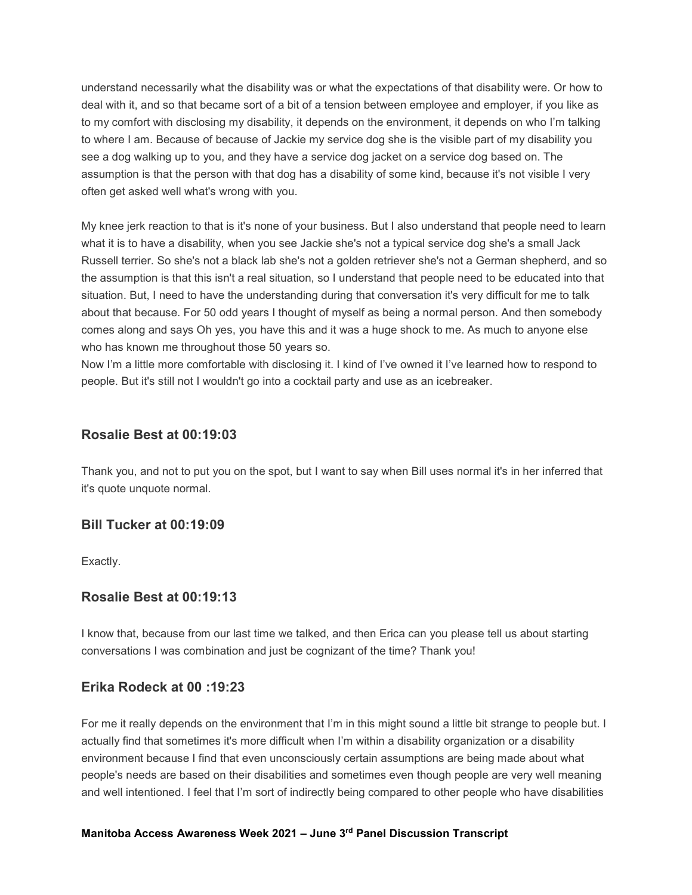understand necessarily what the disability was or what the expectations of that disability were. Or how to deal with it, and so that became sort of a bit of a tension between employee and employer, if you like as to my comfort with disclosing my disability, it depends on the environment, it depends on who I'm talking to where I am. Because of because of Jackie my service dog she is the visible part of my disability you see a dog walking up to you, and they have a service dog jacket on a service dog based on. The assumption is that the person with that dog has a disability of some kind, because it's not visible I very often get asked well what's wrong with you.

My knee jerk reaction to that is it's none of your business. But I also understand that people need to learn what it is to have a disability, when you see Jackie she's not a typical service dog she's a small Jack Russell terrier. So she's not a black lab she's not a golden retriever she's not a German shepherd, and so the assumption is that this isn't a real situation, so I understand that people need to be educated into that situation. But, I need to have the understanding during that conversation it's very difficult for me to talk about that because. For 50 odd years I thought of myself as being a normal person. And then somebody comes along and says Oh yes, you have this and it was a huge shock to me. As much to anyone else who has known me throughout those 50 years so.
Now I'm a little more comfortable with disclosing it. I kind of I've owned it I've learned how to respond to people. But it's still not I wouldn't go into a cocktail party and use as an icebreaker.

### Rosalie Best at 00:19:03

Thank you, and not to put you on the spot, but I want to say when Bill uses normal it's in her inferred that it's quote unquote normal.

### Bill Tucker at 00:19:09

Exactly.

### Rosalie Best at 00:19:13

I know that, because from our last time we talked, and then Erica can you please tell us about starting conversations I was combination and just be cognizant of the time? Thank you!

### Erika Rodeck at 00 :19:23

For me it really depends on the environment that I'm in this might sound a little bit strange to people but. I actually find that sometimes it's more difficult when I'm within a disability organization or a disability environment because I find that even unconsciously certain assumptions are being made about what people's needs are based on their disabilities and sometimes even though people are very well meaning and well intentioned. I feel that I'm sort of indirectly being compared to other people who have disabilities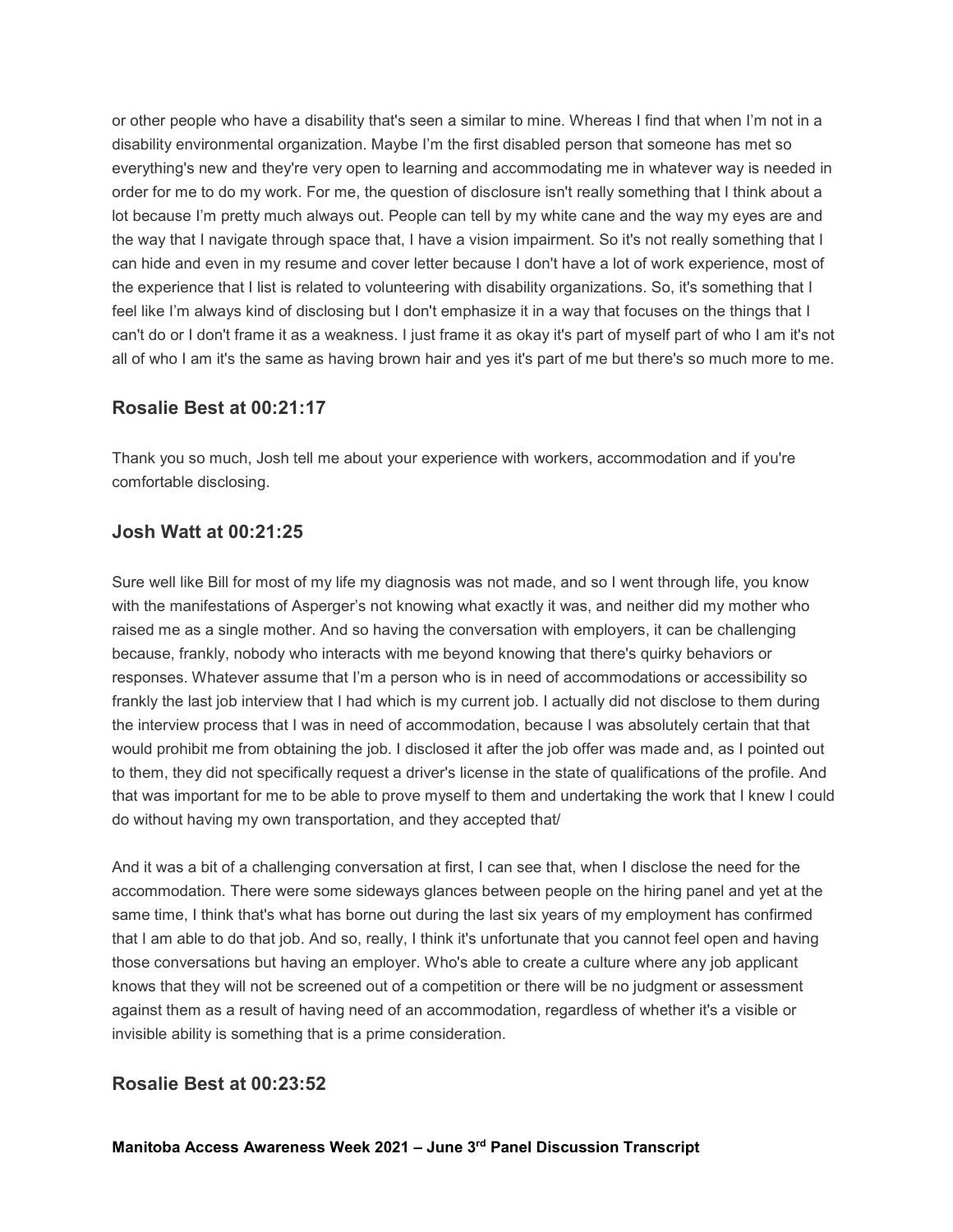or other people who have a disability that's seen a similar to mine. Whereas I find that when I'm not in a disability environmental organization. Maybe I'm the first disabled person that someone has met so everything's new and they're very open to learning and accommodating me in whatever way is needed in order for me to do my work. For me, the question of disclosure isn't really something that I think about a lot because I'm pretty much always out. People can tell by my white cane and the way my eyes are and the way that I navigate through space that, I have a vision impairment. So it's not really something that I can hide and even in my resume and cover letter because I don't have a lot of work experience, most of the experience that I list is related to volunteering with disability organizations. So, it's something that I feel like I'm always kind of disclosing but I don't emphasize it in a way that focuses on the things that I can't do or I don't frame it as a weakness. I just frame it as okay it's part of myself part of who I am it's not all of who I am it's the same as having brown hair and yes it's part of me but there's so much more to me.

### Rosalie Best at 00:21:17

Thank you so much, Josh tell me about your experience with workers, accommodation and if you're comfortable disclosing.

### Josh Watt at 00:21:25

Sure well like Bill for most of my life my diagnosis was not made, and so I went through life, you know with the manifestations of Asperger's not knowing what exactly it was, and neither did my mother who raised me as a single mother. And so having the conversation with employers, it can be challenging because, frankly, nobody who interacts with me beyond knowing that there's quirky behaviors or responses. Whatever assume that I'm a person who is in need of accommodations or accessibility so frankly the last job interview that I had which is my current job. I actually did not disclose to them during the interview process that I was in need of accommodation, because I was absolutely certain that that would prohibit me from obtaining the job. I disclosed it after the job offer was made and, as I pointed out to them, they did not specifically request a driver's license in the state of qualifications of the profile. And that was important for me to be able to prove myself to them and undertaking the work that I knew I could do without having my own transportation, and they accepted that/

And it was a bit of a challenging conversation at first, I can see that, when I disclose the need for the accommodation. There were some sideways glances between people on the hiring panel and yet at the same time, I think that's what has borne out during the last six years of my employment has confirmed that I am able to do that job. And so, really, I think it's unfortunate that you cannot feel open and having those conversations but having an employer. Who's able to create a culture where any job applicant knows that they will not be screened out of a competition or there will be no judgment or assessment against them as a result of having need of an accommodation, regardless of whether it's a visible or invisible ability is something that is a prime consideration.

### Rosalie Best at 00:23:52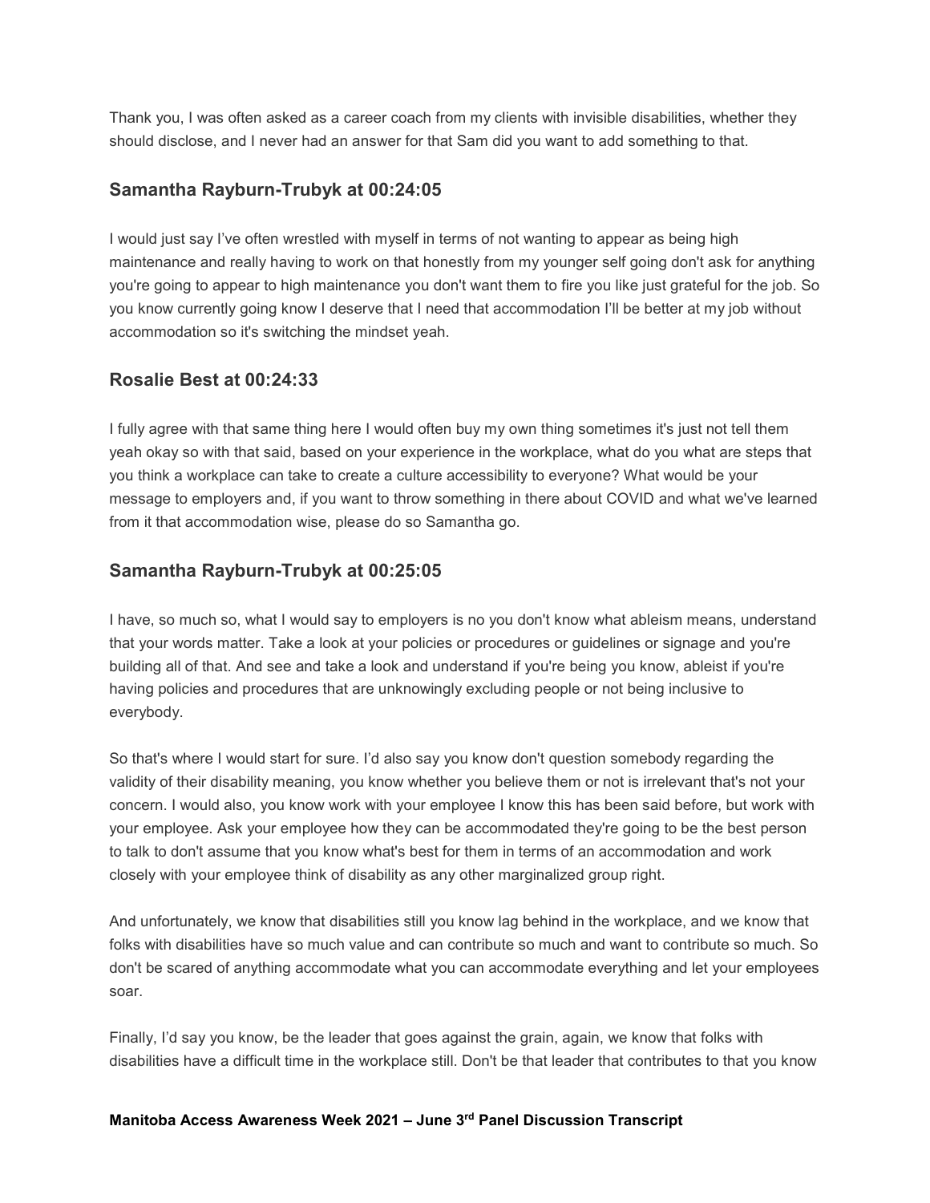Thank you, I was often asked as a career coach from my clients with invisible disabilities, whether they should disclose, and I never had an answer for that Sam did you want to add something to that.

### Samantha Rayburn-Trubyk at 00:24:05

I would just say I've often wrestled with myself in terms of not wanting to appear as being high maintenance and really having to work on that honestly from my younger self going don't ask for anything you're going to appear to high maintenance you don't want them to fire you like just grateful for the job. So you know currently going know I deserve that I need that accommodation I'll be better at my job without accommodation so it's switching the mindset yeah.

### Rosalie Best at 00:24:33

I fully agree with that same thing here I would often buy my own thing sometimes it's just not tell them yeah okay so with that said, based on your experience in the workplace, what do you what are steps that you think a workplace can take to create a culture accessibility to everyone? What would be your message to employers and, if you want to throw something in there about COVID and what we've learned from it that accommodation wise, please do so Samantha go.

### Samantha Rayburn-Trubyk at 00:25:05

I have, so much so, what I would say to employers is no you don't know what ableism means, understand that your words matter. Take a look at your policies or procedures or guidelines or signage and you're building all of that. And see and take a look and understand if you're being you know, ableist if you're having policies and procedures that are unknowingly excluding people or not being inclusive to everybody.

So that's where I would start for sure. I'd also say you know don't question somebody regarding the validity of their disability meaning, you know whether you believe them or not is irrelevant that's not your concern. I would also, you know work with your employee I know this has been said before, but work with your employee. Ask your employee how they can be accommodated they're going to be the best person to talk to don't assume that you know what's best for them in terms of an accommodation and work closely with your employee think of disability as any other marginalized group right.

And unfortunately, we know that disabilities still you know lag behind in the workplace, and we know that folks with disabilities have so much value and can contribute so much and want to contribute so much. So don't be scared of anything accommodate what you can accommodate everything and let your employees soar.

Finally, I'd say you know, be the leader that goes against the grain, again, we know that folks with disabilities have a difficult time in the workplace still. Don't be that leader that contributes to that you know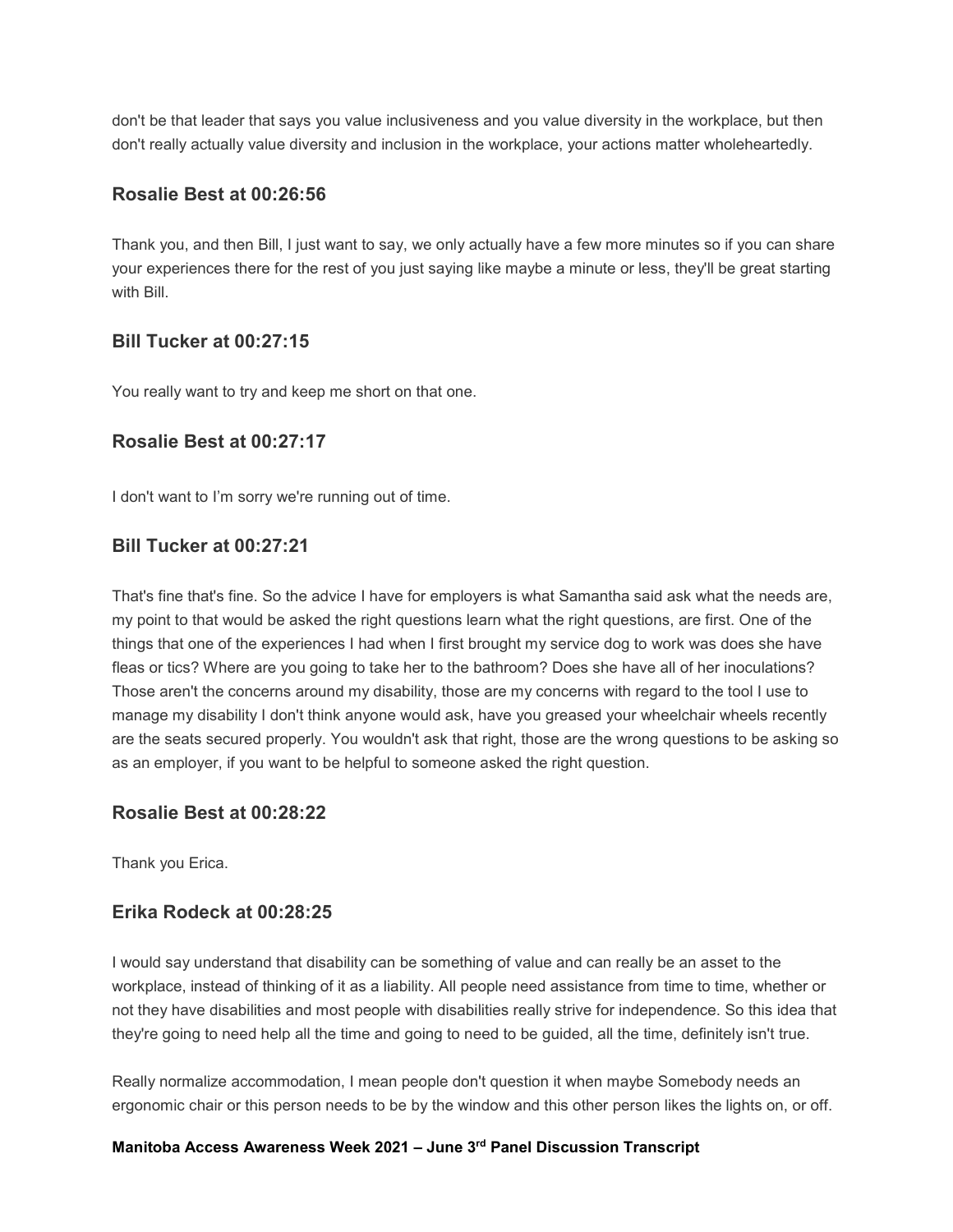don't be that leader that says you value inclusiveness and you value diversity in the workplace, but then don't really actually value diversity and inclusion in the workplace, your actions matter wholeheartedly.

### Rosalie Best at 00:26:56

Thank you, and then Bill, I just want to say, we only actually have a few more minutes so if you can share your experiences there for the rest of you just saying like maybe a minute or less, they'll be great starting with Bill.

### Bill Tucker at 00:27:15

You really want to try and keep me short on that one.

### Rosalie Best at 00:27:17

I don't want to I'm sorry we're running out of time.

### Bill Tucker at 00:27:21

That's fine that's fine. So the advice I have for employers is what Samantha said ask what the needs are, my point to that would be asked the right questions learn what the right questions, are first. One of the things that one of the experiences I had when I first brought my service dog to work was does she have fleas or tics? Where are you going to take her to the bathroom? Does she have all of her inoculations? Those aren't the concerns around my disability, those are my concerns with regard to the tool I use to manage my disability I don't think anyone would ask, have you greased your wheelchair wheels recently are the seats secured properly. You wouldn't ask that right, those are the wrong questions to be asking so as an employer, if you want to be helpful to someone asked the right question.

### Rosalie Best at 00:28:22

Thank you Erica.

### Erika Rodeck at 00:28:25

I would say understand that disability can be something of value and can really be an asset to the workplace, instead of thinking of it as a liability. All people need assistance from time to time, whether or not they have disabilities and most people with disabilities really strive for independence. So this idea that they're going to need help all the time and going to need to be guided, all the time, definitely isn't true.

Really normalize accommodation, I mean people don't question it when maybe Somebody needs an ergonomic chair or this person needs to be by the window and this other person likes the lights on, or off.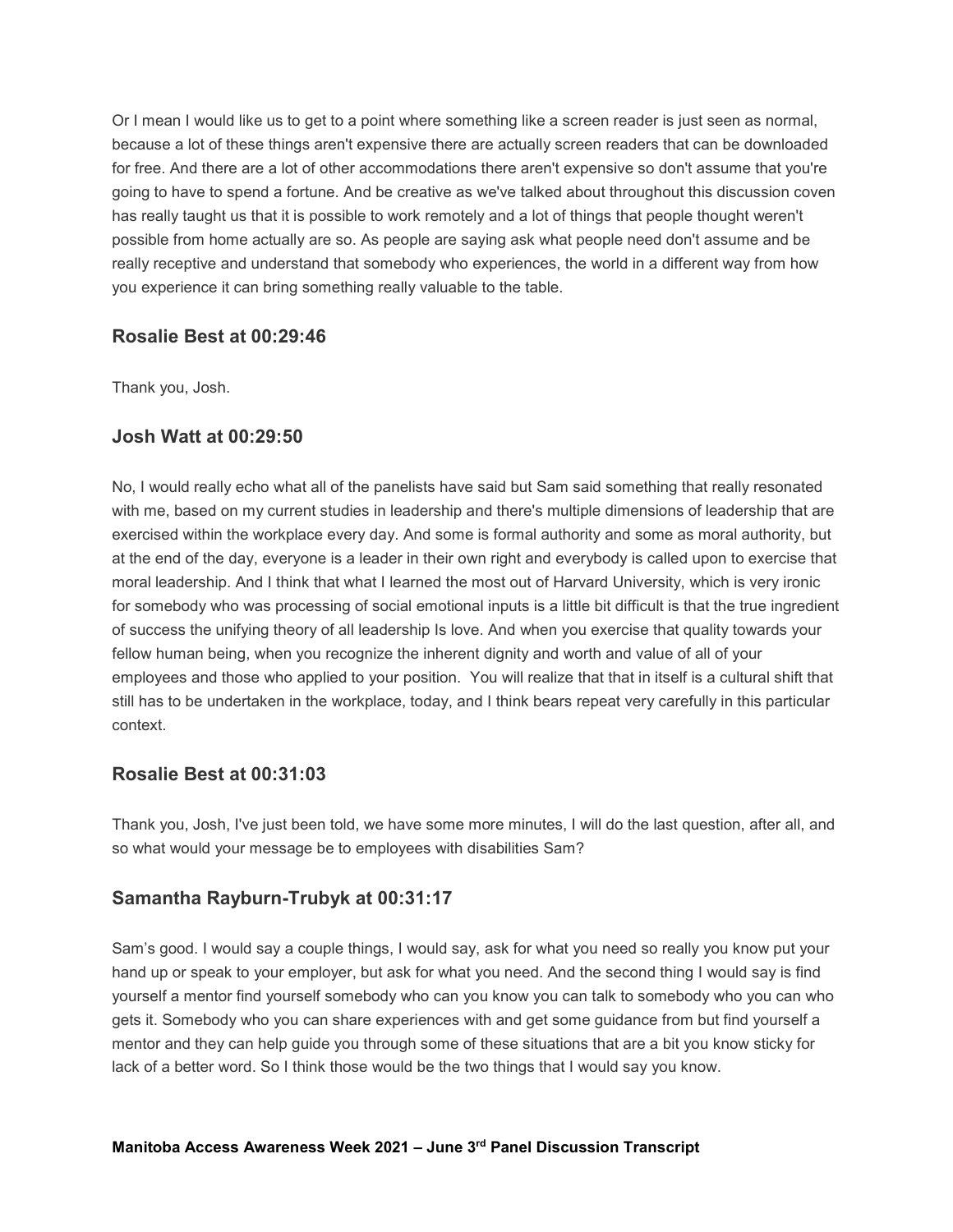Or I mean I would like us to get to a point where something like a screen reader is just seen as normal, because a lot of these things aren't expensive there are actually screen readers that can be downloaded for free. And there are a lot of other accommodations there aren't expensive so don't assume that you're going to have to spend a fortune. And be creative as we've talked about throughout this discussion coven has really taught us that it is possible to work remotely and a lot of things that people thought weren't possible from home actually are so. As people are saying ask what people need don't assume and be really receptive and understand that somebody who experiences, the world in a different way from how you experience it can bring something really valuable to the table.

### Rosalie Best at 00:29:46

Thank you, Josh.

### Josh Watt at 00:29:50

No, I would really echo what all of the panelists have said but Sam said something that really resonated with me, based on my current studies in leadership and there's multiple dimensions of leadership that are exercised within the workplace every day. And some is formal authority and some as moral authority, but at the end of the day, everyone is a leader in their own right and everybody is called upon to exercise that moral leadership. And I think that what I learned the most out of Harvard University, which is very ironic for somebody who was processing of social emotional inputs is a little bit difficult is that the true ingredient of success the unifying theory of all leadership Is love. And when you exercise that quality towards your fellow human being, when you recognize the inherent dignity and worth and value of all of your employees and those who applied to your position. You will realize that that in itself is a cultural shift that still has to be undertaken in the workplace, today, and I think bears repeat very carefully in this particular context.

### Rosalie Best at 00:31:03

Thank you, Josh, I've just been told, we have some more minutes, I will do the last question, after all, and so what would your message be to employees with disabilities Sam?

### Samantha Rayburn-Trubyk at 00:31:17

Sam's good. I would say a couple things, I would say, ask for what you need so really you know put your hand up or speak to your employer, but ask for what you need. And the second thing I would say is find yourself a mentor find yourself somebody who can you know you can talk to somebody who you can who gets it. Somebody who you can share experiences with and get some guidance from but find yourself a mentor and they can help guide you through some of these situations that are a bit you know sticky for lack of a better word. So I think those would be the two things that I would say you know.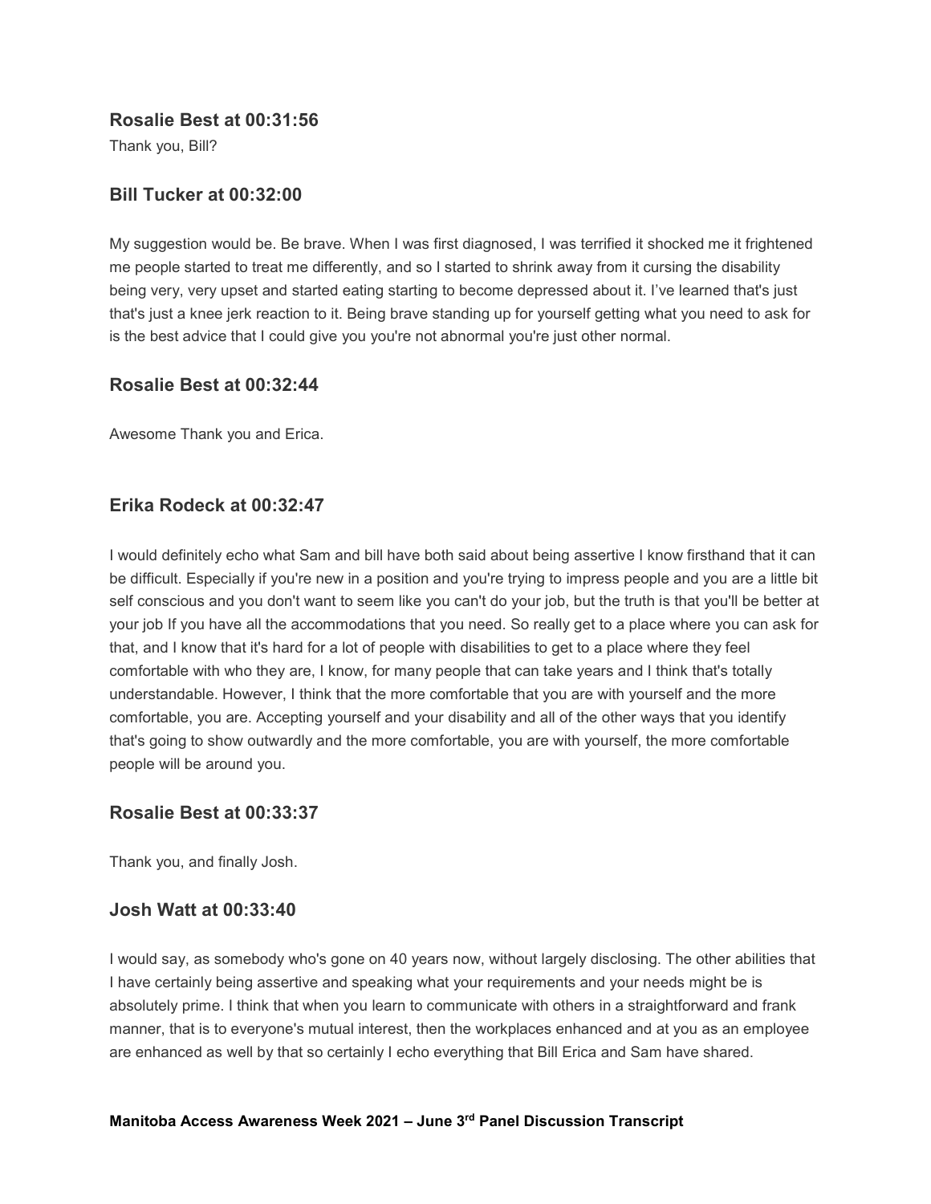### Rosalie Best at 00:31:56

Thank you, Bill?

### Bill Tucker at 00:32:00

My suggestion would be. Be brave. When I was first diagnosed, I was terrified it shocked me it frightened me people started to treat me differently, and so I started to shrink away from it cursing the disability being very, very upset and started eating starting to become depressed about it. I've learned that's just that's just a knee jerk reaction to it. Being brave standing up for yourself getting what you need to ask for is the best advice that I could give you you're not abnormal you're just other normal.

### Rosalie Best at 00:32:44

Awesome Thank you and Erica.

### Erika Rodeck at 00:32:47

I would definitely echo what Sam and bill have both said about being assertive I know firsthand that it can be difficult. Especially if you're new in a position and you're trying to impress people and you are a little bit self conscious and you don't want to seem like you can't do your job, but the truth is that you'll be better at your job If you have all the accommodations that you need. So really get to a place where you can ask for that, and I know that it's hard for a lot of people with disabilities to get to a place where they feel comfortable with who they are, I know, for many people that can take years and I think that's totally understandable. However, I think that the more comfortable that you are with yourself and the more comfortable, you are. Accepting yourself and your disability and all of the other ways that you identify that's going to show outwardly and the more comfortable, you are with yourself, the more comfortable people will be around you.

### Rosalie Best at 00:33:37

Thank you, and finally Josh.

### Josh Watt at 00:33:40

I would say, as somebody who's gone on 40 years now, without largely disclosing. The other abilities that I have certainly being assertive and speaking what your requirements and your needs might be is absolutely prime. I think that when you learn to communicate with others in a straightforward and frank manner, that is to everyone's mutual interest, then the workplaces enhanced and at you as an employee are enhanced as well by that so certainly I echo everything that Bill Erica and Sam have shared.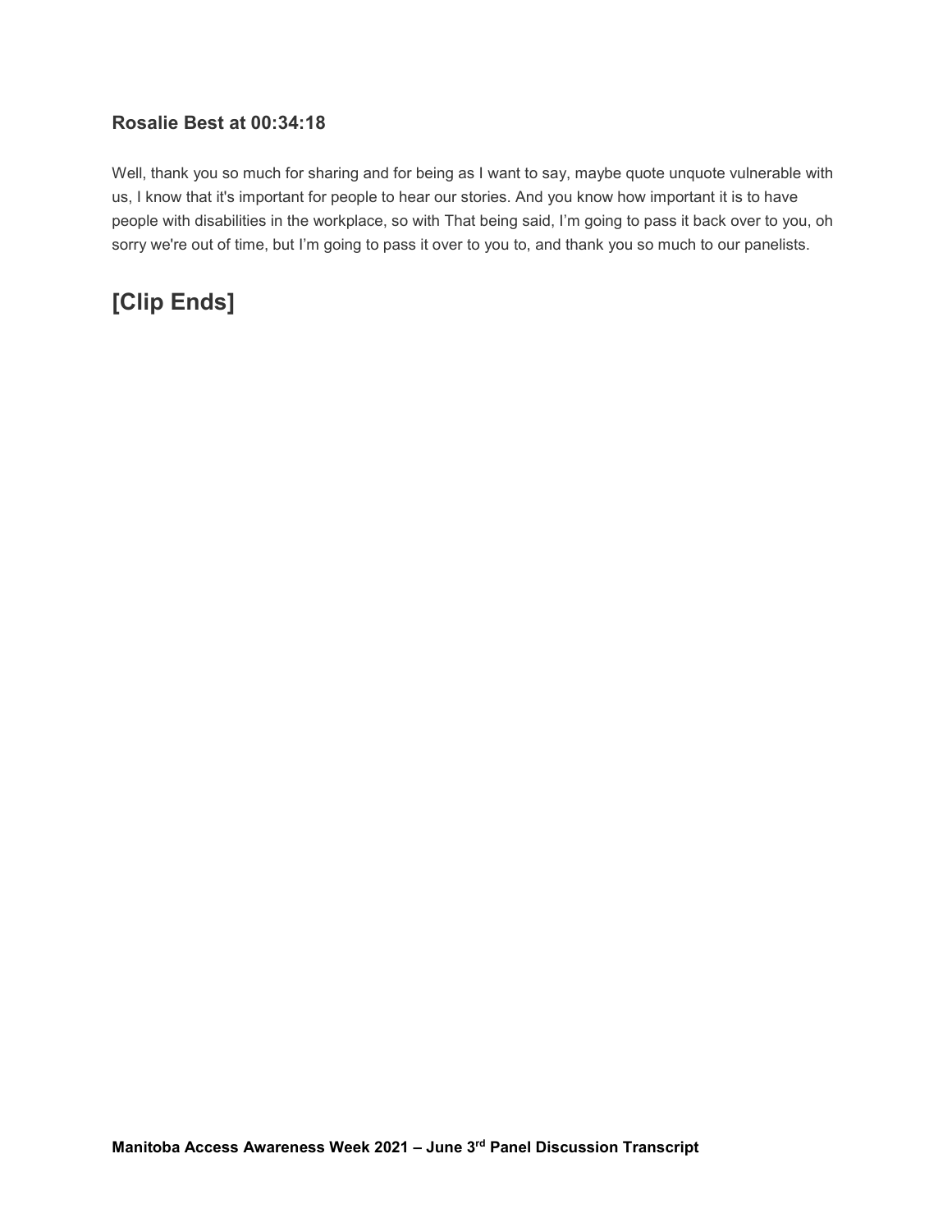### Rosalie Best at 00:34:18

Well, thank you so much for sharing and for being as I want to say, maybe quote unquote vulnerable with us, I know that it's important for people to hear our stories. And you know how important it is to have people with disabilities in the workplace, so with That being said, I'm going to pass it back over to you, oh sorry we're out of time, but I'm going to pass it over to you to, and thank you so much to our panelists.

## [Clip Ends]